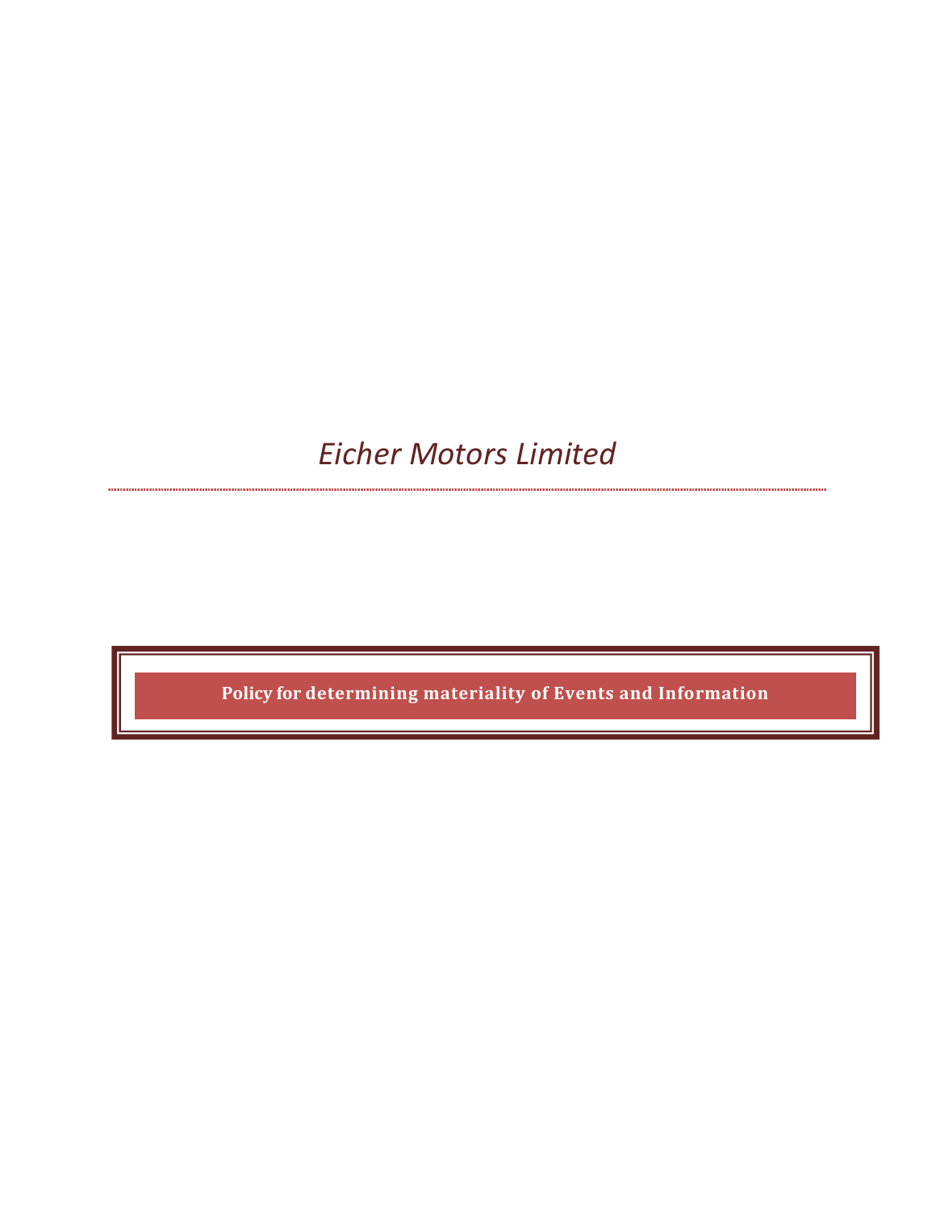# *Eicher Motors Limited*

## Policy for determining materiality of Events and Information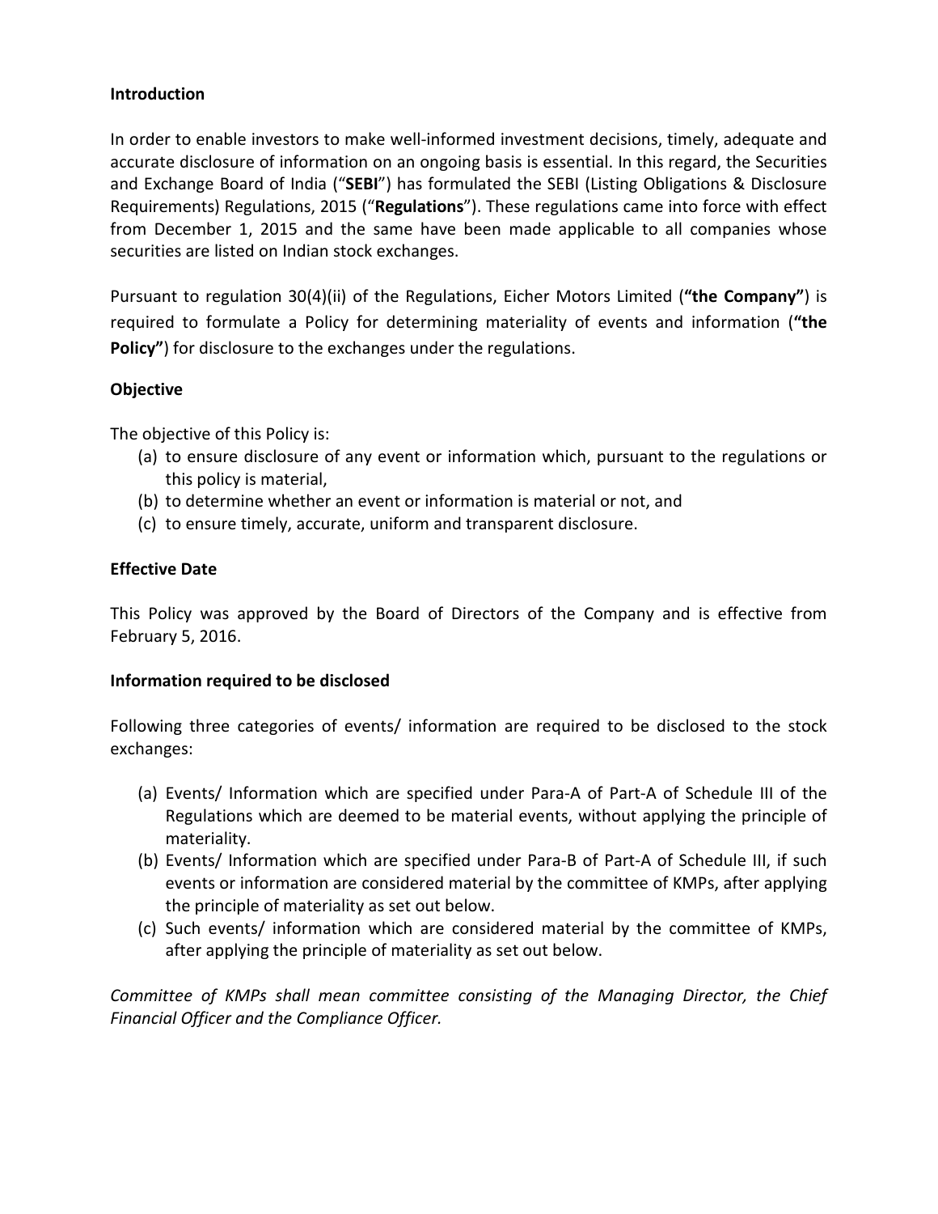## Introduction

In order to enable investors to make well-informed investment decisions, timely, adequate and accurate disclosure of information on an ongoing basis is essential. In this regard, the Securities and Exchange Board of India ("**SEBI**") has formulated the SEBI (Listing Obligations & Disclosure Requirements) Regulations, 2015 ("**Regulations**"). These regulations came into force with effect from December 1, 2015 and the same have been made applicable to all companies whose securities are listed on Indian stock exchanges.

Pursuant to regulation 30(4)(ii) of the Regulations, Eicher Motors Limited (**"the Company"**) is required to formulate a Policy for determining materiality of events and information (**"the Policy"**) for disclosure to the exchanges under the regulations.

## Objective

The objective of this Policy is:

(a) to ensure disclosure of any event or information which, pursuant to the regulations or this policy is material,
(b) to determine whether an event or information is material or not, and
(c) to ensure timely, accurate, uniform and transparent disclosure.

## Effective Date

This Policy was approved by the Board of Directors of the Company and is effective from February 5, 2016.

## Information required to be disclosed

Following three categories of events/ information are required to be disclosed to the stock exchanges:

(a) Events/ Information which are specified under Para-A of Part-A of Schedule III of the Regulations which are deemed to be material events, without applying the principle of materiality.
(b) Events/ Information which are specified under Para-B of Part-A of Schedule III, if such events or information are considered material by the committee of KMPs, after applying the principle of materiality as set out below.
(c) Such events/ information which are considered material by the committee of KMPs, after applying the principle of materiality as set out below.

*Committee of KMPs shall mean committee consisting of the Managing Director, the Chief Financial Officer and the Compliance Officer.*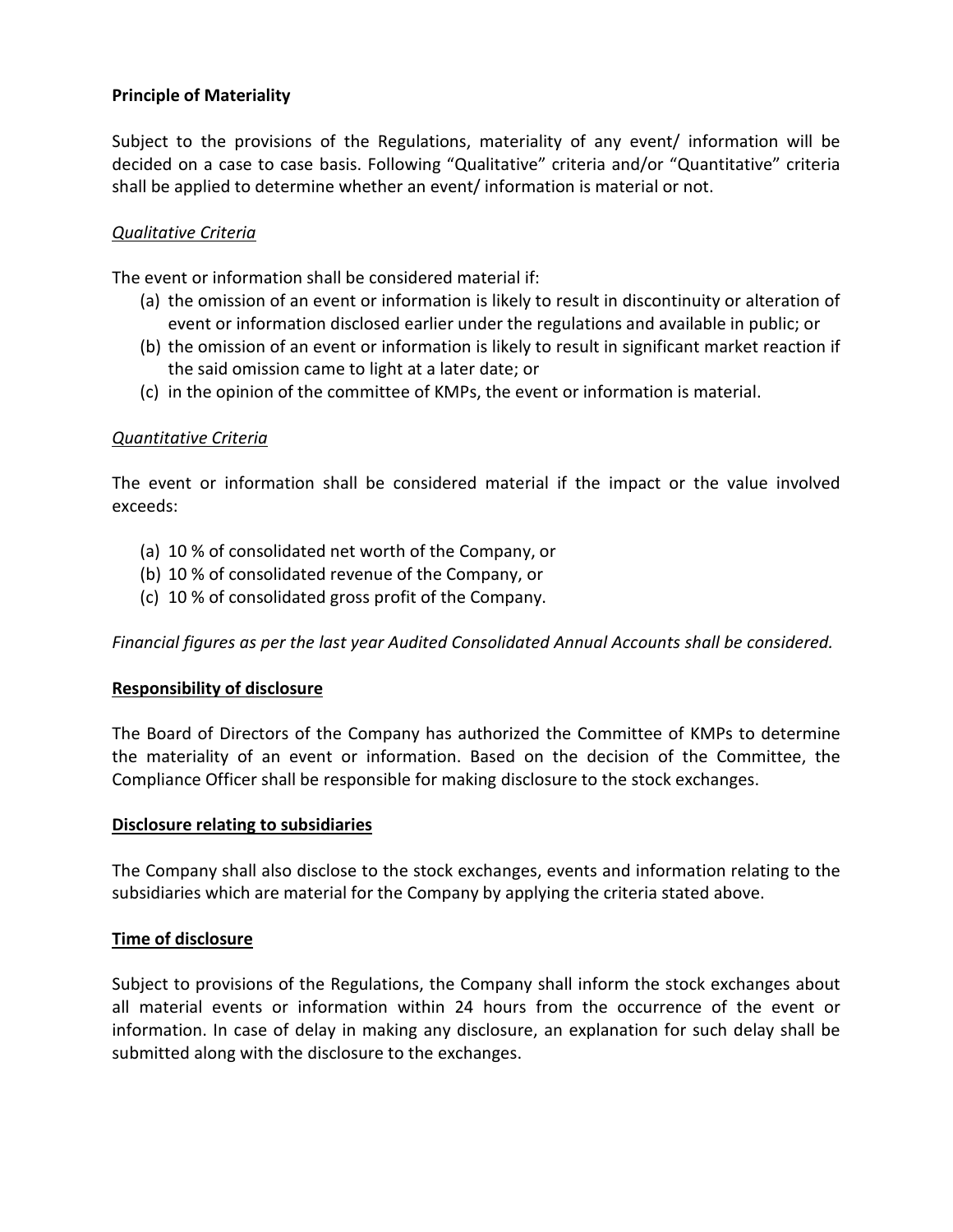**Principle of Materiality**

Subject to the provisions of the Regulations, materiality of any event/ information will be decided on a case to case basis. Following "Qualitative" criteria and/or "Quantitative" criteria shall be applied to determine whether an event/ information is material or not.

*Qualitative Criteria*

The event or information shall be considered material if:

(a) the omission of an event or information is likely to result in discontinuity or alteration of event or information disclosed earlier under the regulations and available in public; or
(b) the omission of an event or information is likely to result in significant market reaction if the said omission came to light at a later date; or
(c) in the opinion of the committee of KMPs, the event or information is material.

*Quantitative Criteria*

The event or information shall be considered material if the impact or the value involved exceeds:

(a) 10 % of consolidated net worth of the Company, or
(b) 10 % of consolidated revenue of the Company, or
(c) 10 % of consolidated gross profit of the Company.

*Financial figures as per the last year Audited Consolidated Annual Accounts shall be considered.*

**Responsibility of disclosure**

The Board of Directors of the Company has authorized the Committee of KMPs to determine the materiality of an event or information. Based on the decision of the Committee, the Compliance Officer shall be responsible for making disclosure to the stock exchanges.

**Disclosure relating to subsidiaries**

The Company shall also disclose to the stock exchanges, events and information relating to the subsidiaries which are material for the Company by applying the criteria stated above.

**Time of disclosure**

Subject to provisions of the Regulations, the Company shall inform the stock exchanges about all material events or information within 24 hours from the occurrence of the event or information. In case of delay in making any disclosure, an explanation for such delay shall be submitted along with the disclosure to the exchanges.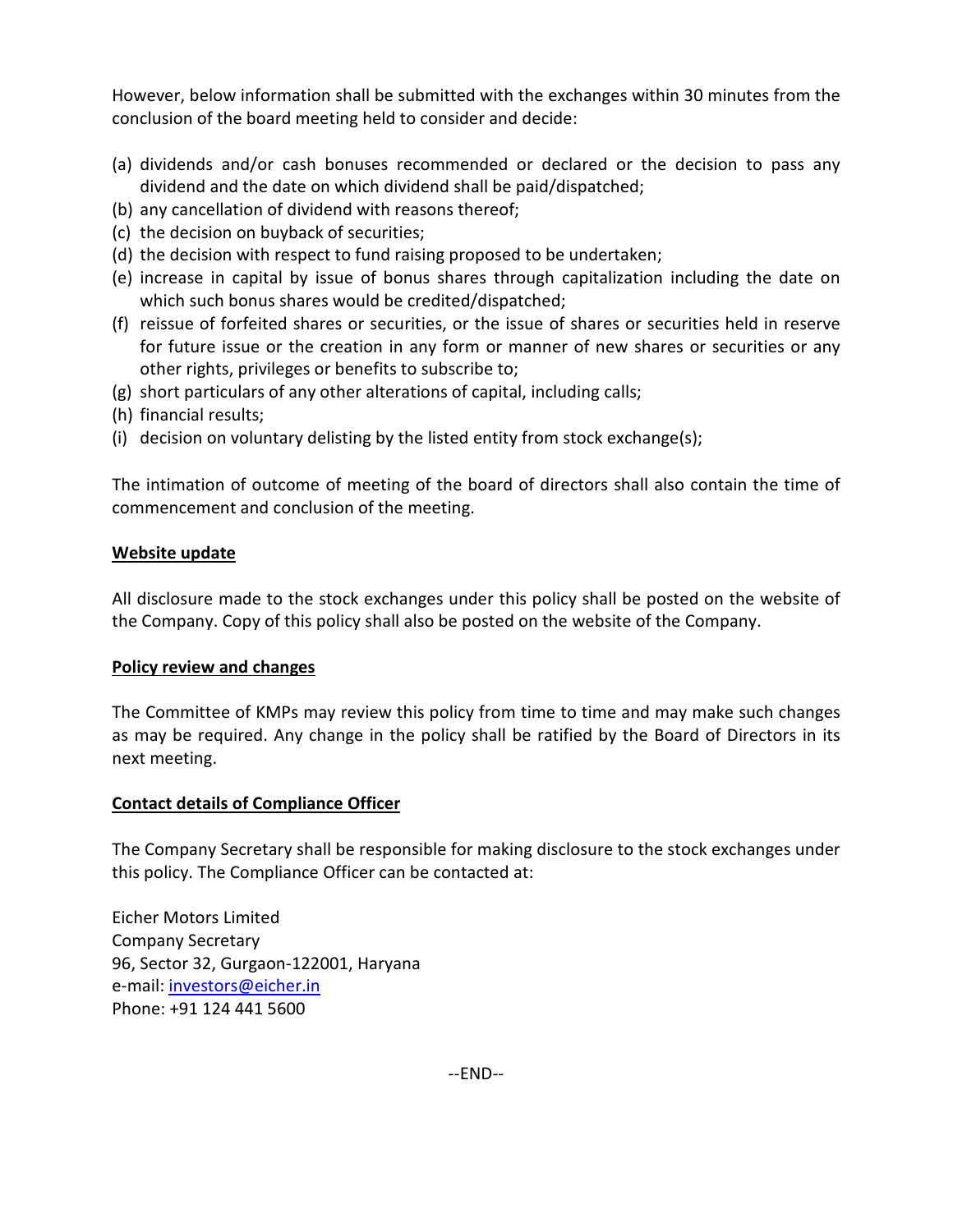However, below information shall be submitted with the exchanges within 30 minutes from the conclusion of the board meeting held to consider and decide:

(a) dividends and/or cash bonuses recommended or declared or the decision to pass any dividend and the date on which dividend shall be paid/dispatched;
(b) any cancellation of dividend with reasons thereof;
(c) the decision on buyback of securities;
(d) the decision with respect to fund raising proposed to be undertaken;
(e) increase in capital by issue of bonus shares through capitalization including the date on which such bonus shares would be credited/dispatched;
(f) reissue of forfeited shares or securities, or the issue of shares or securities held in reserve for future issue or the creation in any form or manner of new shares or securities or any other rights, privileges or benefits to subscribe to;
(g) short particulars of any other alterations of capital, including calls;
(h) financial results;
(i) decision on voluntary delisting by the listed entity from stock exchange(s);

The intimation of outcome of meeting of the board of directors shall also contain the time of commencement and conclusion of the meeting.

**Website update**

All disclosure made to the stock exchanges under this policy shall be posted on the website of the Company. Copy of this policy shall also be posted on the website of the Company.

**Policy review and changes**

The Committee of KMPs may review this policy from time to time and may make such changes as may be required. Any change in the policy shall be ratified by the Board of Directors in its next meeting.

**Contact details of Compliance Officer**

The Company Secretary shall be responsible for making disclosure to the stock exchanges under this policy. The Compliance Officer can be contacted at:

Eicher Motors Limited
Company Secretary
96, Sector 32, Gurgaon-122001, Haryana
e-mail: [investors@eicher.in](mailto:investors@eicher.in)
Phone: +91 124 441 5600

--END--